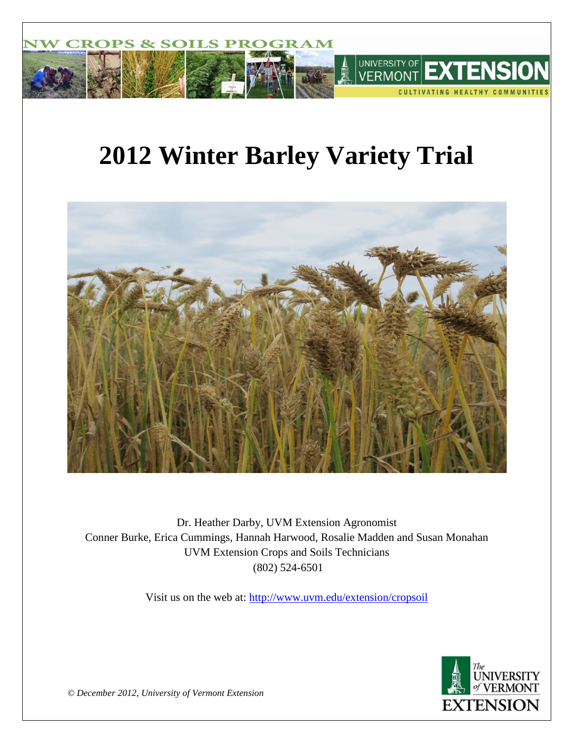NW CROPS & SOILS PROGRAM

UNIVERSITY OF VERMONT EXTENSION

CULTIVATING HEALTHY COMMUNITIES

# 2012 Winter Barley Variety Trial

Dr. Heather Darby, UVM Extension Agronomist
Conner Burke, Erica Cummings, Hannah Harwood, Rosalie Madden and Susan Monahan
UVM Extension Crops and Soils Technicians
(802) 524-6501

Visit us on the web at: http://www.uvm.edu/extension/cropsoil

*© December 2012, University of Vermont Extension*

The University of Vermont Extension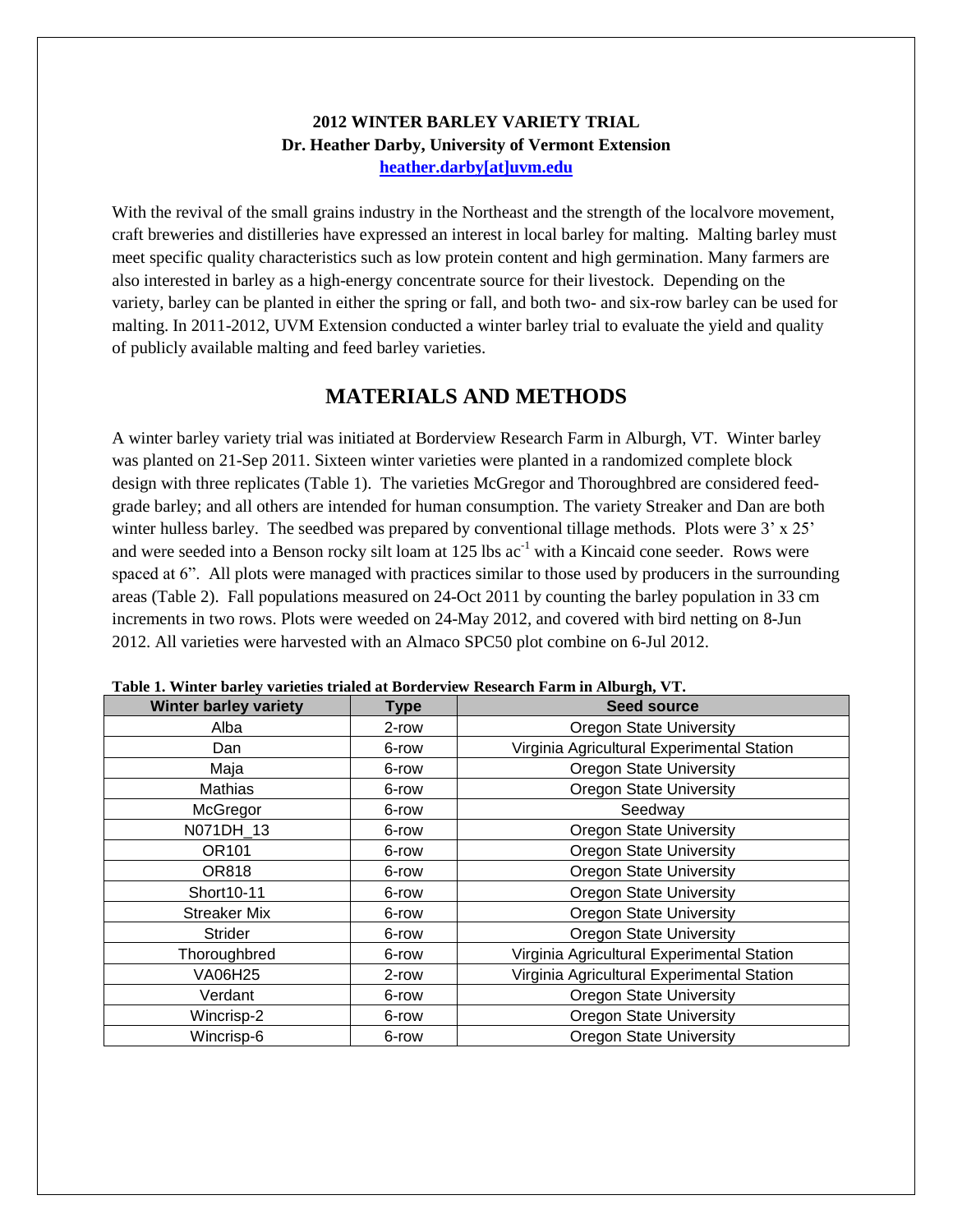**2012 WINTER BARLEY VARIETY TRIAL**
**Dr. Heather Darby, University of Vermont Extension**
**heather.darby[at]uvm.edu**

With the revival of the small grains industry in the Northeast and the strength of the localvore movement, craft breweries and distilleries have expressed an interest in local barley for malting. Malting barley must meet specific quality characteristics such as low protein content and high germination. Many farmers are also interested in barley as a high-energy concentrate source for their livestock. Depending on the variety, barley can be planted in either the spring or fall, and both two- and six-row barley can be used for malting. In 2011-2012, UVM Extension conducted a winter barley trial to evaluate the yield and quality of publicly available malting and feed barley varieties.

# MATERIALS AND METHODS

A winter barley variety trial was initiated at Borderview Research Farm in Alburgh, VT. Winter barley was planted on 21-Sep 2011. Sixteen winter varieties were planted in a randomized complete block design with three replicates (Table 1). The varieties McGregor and Thoroughbred are considered feed-grade barley; and all others are intended for human consumption. The variety Streaker and Dan are both winter hulless barley. The seedbed was prepared by conventional tillage methods. Plots were 3' x 25' and were seeded into a Benson rocky silt loam at 125 lbs ac$^{-1}$ with a Kincaid cone seeder. Rows were spaced at 6". All plots were managed with practices similar to those used by producers in the surrounding areas (Table 2). Fall populations measured on 24-Oct 2011 by counting the barley population in 33 cm increments in two rows. Plots were weeded on 24-May 2012, and covered with bird netting on 8-Jun 2012. All varieties were harvested with an Almaco SPC50 plot combine on 6-Jul 2012.

**Table 1. Winter barley varieties trialed at Borderview Research Farm in Alburgh, VT.**

| Winter barley variety | Type | Seed source |
|---|---|---|
| Alba | 2-row | Oregon State University |
| Dan | 6-row | Virginia Agricultural Experimental Station |
| Maja | 6-row | Oregon State University |
| Mathias | 6-row | Oregon State University |
| McGregor | 6-row | Seedway |
| N071DH_13 | 6-row | Oregon State University |
| OR101 | 6-row | Oregon State University |
| OR818 | 6-row | Oregon State University |
| Short10-11 | 6-row | Oregon State University |
| Streaker Mix | 6-row | Oregon State University |
| Strider | 6-row | Oregon State University |
| Thoroughbred | 6-row | Virginia Agricultural Experimental Station |
| VA06H25 | 2-row | Virginia Agricultural Experimental Station |
| Verdant | 6-row | Oregon State University |
| Wincrisp-2 | 6-row | Oregon State University |
| Wincrisp-6 | 6-row | Oregon State University |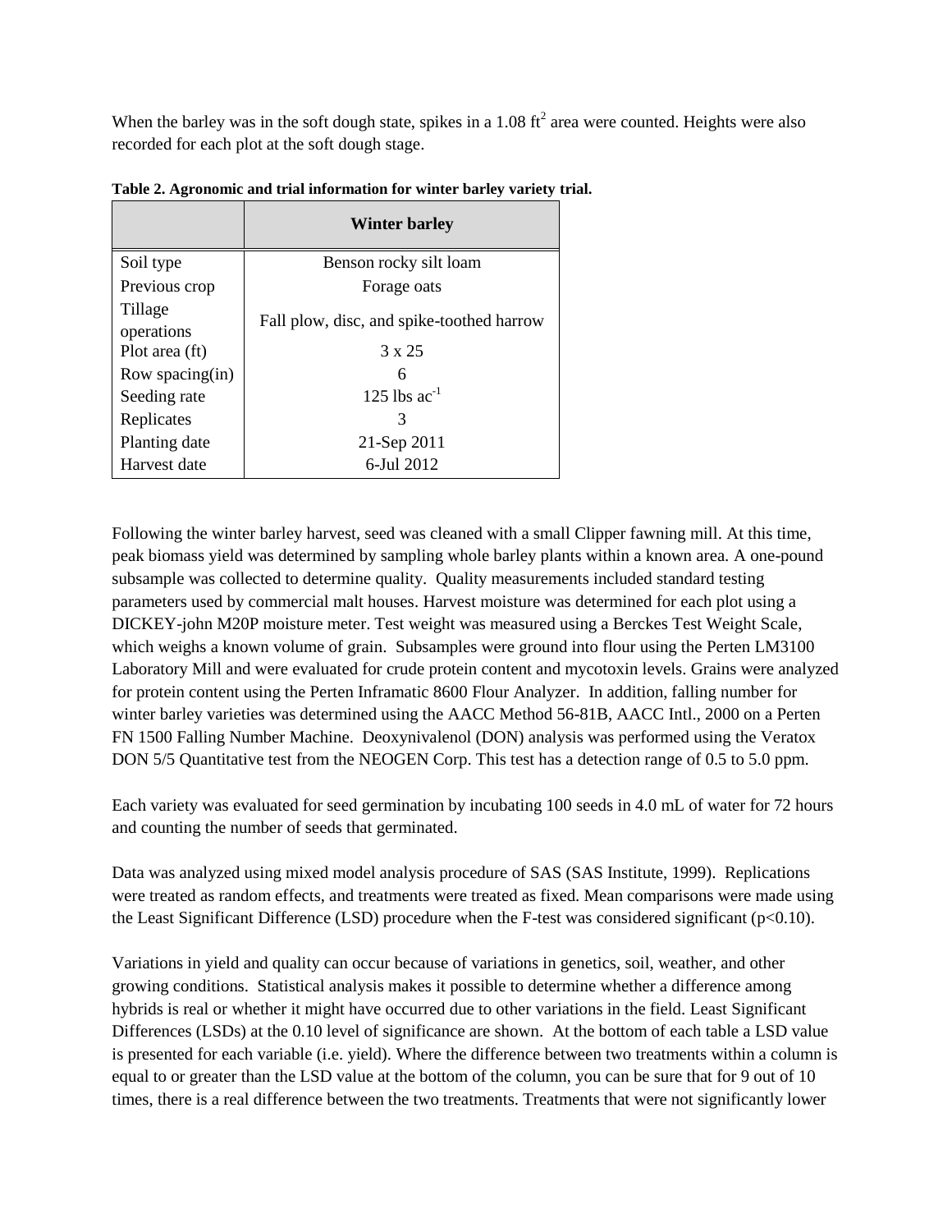When the barley was in the soft dough state, spikes in a 1.08 $ft^2$ area were counted. Heights were also recorded for each plot at the soft dough stage.

**Table 2. Agronomic and trial information for winter barley variety trial.**

| | Winter barley |
|---|---|
| Soil type | Benson rocky silt loam |
| Previous crop | Forage oats |
| Tillage operations | Fall plow, disc, and spike-toothed harrow |
| Plot area (ft) | 3 x 25 |
| Row spacing(in) | 6 |
| Seeding rate | 125 lbs $ac^{-1}$ |
| Replicates | 3 |
| Planting date | 21-Sep 2011 |
| Harvest date | 6-Jul 2012 |

Following the winter barley harvest, seed was cleaned with a small Clipper fawning mill. At this time, peak biomass yield was determined by sampling whole barley plants within a known area. A one-pound subsample was collected to determine quality. Quality measurements included standard testing parameters used by commercial malt houses. Harvest moisture was determined for each plot using a DICKEY-john M20P moisture meter. Test weight was measured using a Berckes Test Weight Scale, which weighs a known volume of grain. Subsamples were ground into flour using the Perten LM3100 Laboratory Mill and were evaluated for crude protein content and mycotoxin levels. Grains were analyzed for protein content using the Perten Inframatic 8600 Flour Analyzer. In addition, falling number for winter barley varieties was determined using the AACC Method 56-81B, AACC Intl., 2000 on a Perten FN 1500 Falling Number Machine. Deoxynivalenol (DON) analysis was performed using the Veratox DON 5/5 Quantitative test from the NEOGEN Corp. This test has a detection range of 0.5 to 5.0 ppm.

Each variety was evaluated for seed germination by incubating 100 seeds in 4.0 mL of water for 72 hours and counting the number of seeds that germinated.

Data was analyzed using mixed model analysis procedure of SAS (SAS Institute, 1999). Replications were treated as random effects, and treatments were treated as fixed. Mean comparisons were made using the Least Significant Difference (LSD) procedure when the F-test was considered significant ($p<0.10$).

Variations in yield and quality can occur because of variations in genetics, soil, weather, and other growing conditions. Statistical analysis makes it possible to determine whether a difference among hybrids is real or whether it might have occurred due to other variations in the field. Least Significant Differences (LSDs) at the 0.10 level of significance are shown. At the bottom of each table a LSD value is presented for each variable (i.e. yield). Where the difference between two treatments within a column is equal to or greater than the LSD value at the bottom of the column, you can be sure that for 9 out of 10 times, there is a real difference between the two treatments. Treatments that were not significantly lower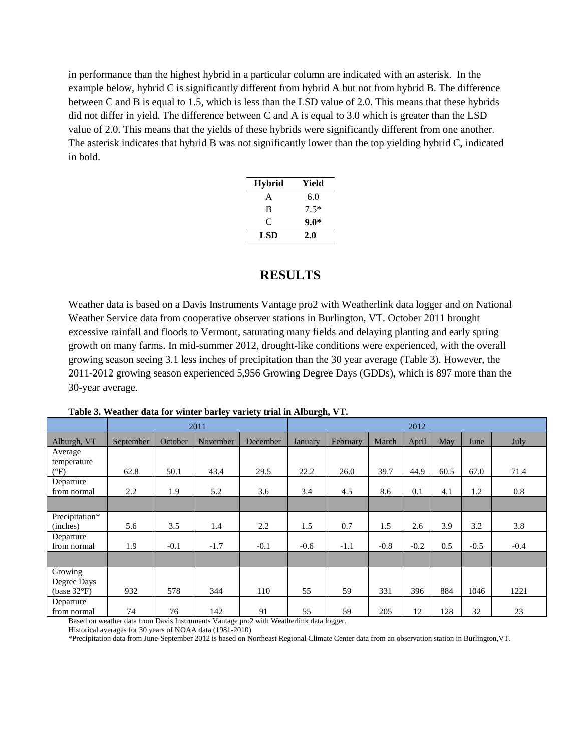in performance than the highest hybrid in a particular column are indicated with an asterisk. In the example below, hybrid C is significantly different from hybrid A but not from hybrid B. The difference between C and B is equal to 1.5, which is less than the LSD value of 2.0. This means that these hybrids did not differ in yield. The difference between C and A is equal to 3.0 which is greater than the LSD value of 2.0. This means that the yields of these hybrids were significantly different from one another. The asterisk indicates that hybrid B was not significantly lower than the top yielding hybrid C, indicated in bold.

| Hybrid | Yield |
|---|---|
| A | 6.0 |
| B | 7.5* |
| C | **9.0*** |
| **LSD** | **2.0** |

# RESULTS

Weather data is based on a Davis Instruments Vantage pro2 with Weatherlink data logger and on National Weather Service data from cooperative observer stations in Burlington, VT. October 2011 brought excessive rainfall and floods to Vermont, saturating many fields and delaying planting and early spring growth on many farms. In mid-summer 2012, drought-like conditions were experienced, with the overall growing season seeing 3.1 less inches of precipitation than the 30 year average (Table 3). However, the 2011-2012 growing season experienced 5,956 Growing Degree Days (GDDs), which is 897 more than the 30-year average.

**Table 3. Weather data for winter barley variety trial in Alburgh, VT.**

| | 2011 | | | | 2012 | | | | | | |
|---|---|---|---|---|---|---|---|---|---|---|---|
| Alburgh, VT | September | October | November | December | January | February | March | April | May | June | July |
| Average temperature (°F) | 62.8 | 50.1 | 43.4 | 29.5 | 22.2 | 26.0 | 39.7 | 44.9 | 60.5 | 67.0 | 71.4 |
| Departure from normal | 2.2 | 1.9 | 5.2 | 3.6 | 3.4 | 4.5 | 8.6 | 0.1 | 4.1 | 1.2 | 0.8 |
| | | | | | | | | | | | |
| Precipitation* (inches) | 5.6 | 3.5 | 1.4 | 2.2 | 1.5 | 0.7 | 1.5 | 2.6 | 3.9 | 3.2 | 3.8 |
| Departure from normal | 1.9 | -0.1 | -1.7 | -0.1 | -0.6 | -1.1 | -0.8 | -0.2 | 0.5 | -0.5 | -0.4 |
| | | | | | | | | | | | |
| Growing Degree Days (base 32°F) | 932 | 578 | 344 | 110 | 55 | 59 | 331 | 396 | 884 | 1046 | 1221 |
| Departure from normal | 74 | 76 | 142 | 91 | 55 | 59 | 205 | 12 | 128 | 32 | 23 |

Based on weather data from Davis Instruments Vantage pro2 with Weatherlink data logger.

Historical averages for 30 years of NOAA data (1981-2010)

*Precipitation data from June-September 2012 is based on Northeast Regional Climate Center data from an observation station in Burlington,VT.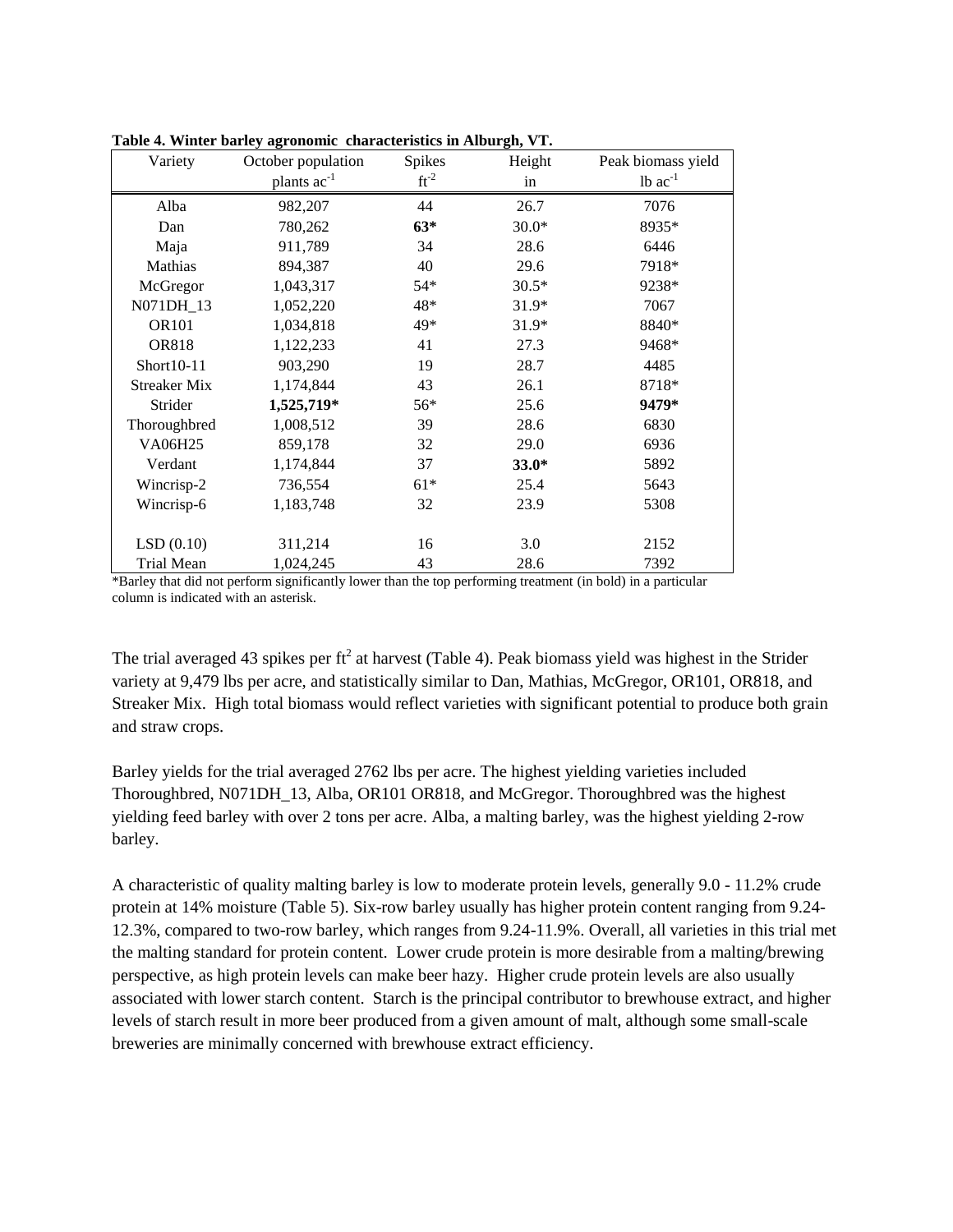**Table 4. Winter barley agronomic characteristics in Alburgh, VT.**

| Variety | October population | Spikes | Height | Peak biomass yield |
|---|---|---|---|---|
| | plants $ac^{-1}$ | $ft^{-2}$ | in | lb $ac^{-1}$ |
| Alba | 982,207 | 44 | 26.7 | 7076 |
| Dan | 780,262 | **63*** | 30.0* | 8935* |
| Maja | 911,789 | 34 | 28.6 | 6446 |
| Mathias | 894,387 | 40 | 29.6 | 7918* |
| McGregor | 1,043,317 | 54* | 30.5* | 9238* |
| N071DH_13 | 1,052,220 | 48* | 31.9* | 7067 |
| OR101 | 1,034,818 | 49* | 31.9* | 8840* |
| OR818 | 1,122,233 | 41 | 27.3 | 9468* |
| Short10-11 | 903,290 | 19 | 28.7 | 4485 |
| Streaker Mix | 1,174,844 | 43 | 26.1 | 8718* |
| Strider | **1,525,719*** | 56* | 25.6 | **9479*** |
| Thoroughbred | 1,008,512 | 39 | 28.6 | 6830 |
| VA06H25 | 859,178 | 32 | 29.0 | 6936 |
| Verdant | 1,174,844 | 37 | **33.0*** | 5892 |
| Wincrisp-2 | 736,554 | 61* | 25.4 | 5643 |
| Wincrisp-6 | 1,183,748 | 32 | 23.9 | 5308 |
| LSD (0.10) | 311,214 | 16 | 3.0 | 2152 |
| Trial Mean | 1,024,245 | 43 | 28.6 | 7392 |

*Barley that did not perform significantly lower than the top performing treatment (in bold) in a particular column is indicated with an asterisk.

The trial averaged 43 spikes per $ft^2$ at harvest (Table 4). Peak biomass yield was highest in the Strider variety at 9,479 lbs per acre, and statistically similar to Dan, Mathias, McGregor, OR101, OR818, and Streaker Mix. High total biomass would reflect varieties with significant potential to produce both grain and straw crops.

Barley yields for the trial averaged 2762 lbs per acre. The highest yielding varieties included Thoroughbred, N071DH_13, Alba, OR101 OR818, and McGregor. Thoroughbred was the highest yielding feed barley with over 2 tons per acre. Alba, a malting barley, was the highest yielding 2-row barley.

A characteristic of quality malting barley is low to moderate protein levels, generally 9.0 - 11.2% crude protein at 14% moisture (Table 5). Six-row barley usually has higher protein content ranging from 9.24-12.3%, compared to two-row barley, which ranges from 9.24-11.9%. Overall, all varieties in this trial met the malting standard for protein content. Lower crude protein is more desirable from a malting/brewing perspective, as high protein levels can make beer hazy. Higher crude protein levels are also usually associated with lower starch content. Starch is the principal contributor to brewhouse extract, and higher levels of starch result in more beer produced from a given amount of malt, although some small-scale breweries are minimally concerned with brewhouse extract efficiency.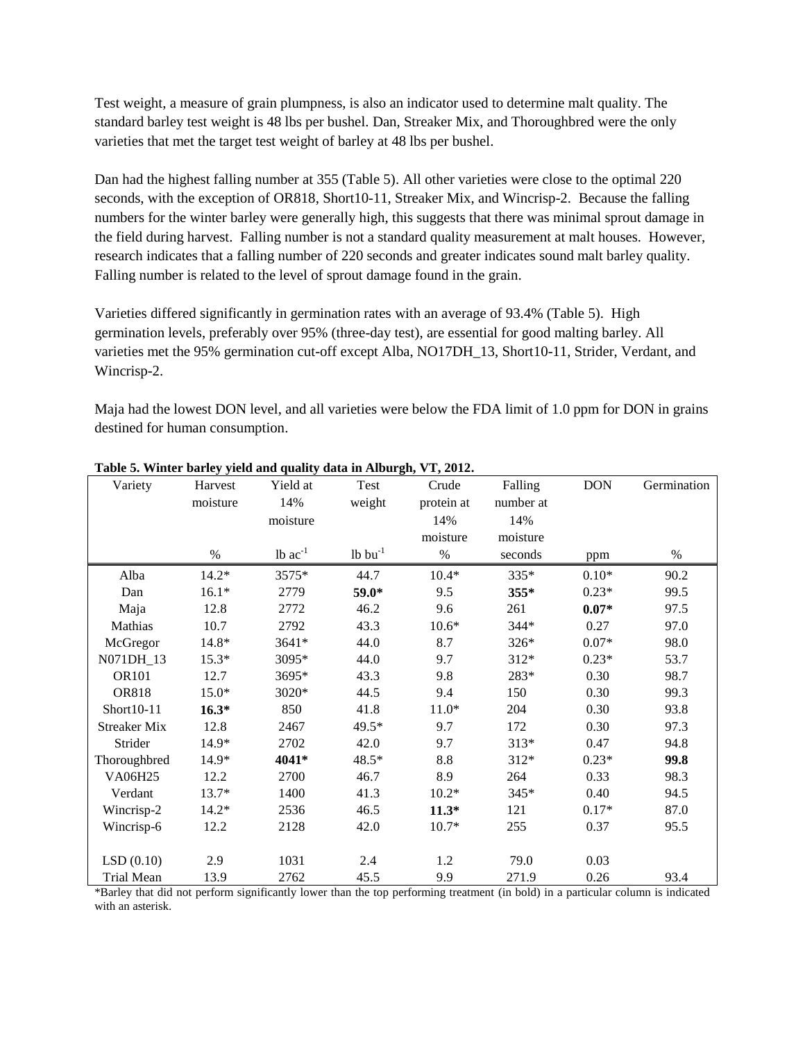Test weight, a measure of grain plumpness, is also an indicator used to determine malt quality. The standard barley test weight is 48 lbs per bushel. Dan, Streaker Mix, and Thoroughbred were the only varieties that met the target test weight of barley at 48 lbs per bushel.

Dan had the highest falling number at 355 (Table 5). All other varieties were close to the optimal 220 seconds, with the exception of OR818, Short10-11, Streaker Mix, and Wincrisp-2. Because the falling numbers for the winter barley were generally high, this suggests that there was minimal sprout damage in the field during harvest. Falling number is not a standard quality measurement at malt houses. However, research indicates that a falling number of 220 seconds and greater indicates sound malt barley quality. Falling number is related to the level of sprout damage found in the grain.

Varieties differed significantly in germination rates with an average of 93.4% (Table 5). High germination levels, preferably over 95% (three-day test), are essential for good malting barley. All varieties met the 95% germination cut-off except Alba, NO17DH_13, Short10-11, Strider, Verdant, and Wincrisp-2.

Maja had the lowest DON level, and all varieties were below the FDA limit of 1.0 ppm for DON in grains destined for human consumption.

**Table 5. Winter barley yield and quality data in Alburgh, VT, 2012.**

| Variety | Harvest moisture | Yield at 14% moisture | Test weight | Crude protein at 14% moisture | Falling number at 14% moisture | DON | Germination |
|---|---|---|---|---|---|---|---|
| | % | lb ac$^{-1}$ | lb bu$^{-1}$ | % | seconds | ppm | % |
| Alba | 14.2* | 3575* | 44.7 | 10.4* | 335* | 0.10* | 90.2 |
| Dan | 16.1* | 2779 | **59.0*** | 9.5 | **355*** | 0.23* | 99.5 |
| Maja | 12.8 | 2772 | 46.2 | 9.6 | 261 | **0.07*** | 97.5 |
| Mathias | 10.7 | 2792 | 43.3 | 10.6* | 344* | 0.27 | 97.0 |
| McGregor | 14.8* | 3641* | 44.0 | 8.7 | 326* | 0.07* | 98.0 |
| N071DH_13 | 15.3* | 3095* | 44.0 | 9.7 | 312* | 0.23* | 53.7 |
| OR101 | 12.7 | 3695* | 43.3 | 9.8 | 283* | 0.30 | 98.7 |
| OR818 | 15.0* | 3020* | 44.5 | 9.4 | 150 | 0.30 | 99.3 |
| Short10-11 | **16.3*** | 850 | 41.8 | 11.0* | 204 | 0.30 | 93.8 |
| Streaker Mix | 12.8 | 2467 | 49.5* | 9.7 | 172 | 0.30 | 97.3 |
| Strider | 14.9* | 2702 | 42.0 | 9.7 | 313* | 0.47 | 94.8 |
| Thoroughbred | 14.9* | **4041*** | 48.5* | 8.8 | 312* | 0.23* | **99.8** |
| VA06H25 | 12.2 | 2700 | 46.7 | 8.9 | 264 | 0.33 | 98.3 |
| Verdant | 13.7* | 1400 | 41.3 | 10.2* | 345* | 0.40 | 94.5 |
| Wincrisp-2 | 14.2* | 2536 | 46.5 | **11.3*** | 121 | 0.17* | 87.0 |
| Wincrisp-6 | 12.2 | 2128 | 42.0 | 10.7* | 255 | 0.37 | 95.5 |
| LSD (0.10) | 2.9 | 1031 | 2.4 | 1.2 | 79.0 | 0.03 | |
| Trial Mean | 13.9 | 2762 | 45.5 | 9.9 | 271.9 | 0.26 | 93.4 |

*Barley that did not perform significantly lower than the top performing treatment (in bold) in a particular column is indicated with an asterisk.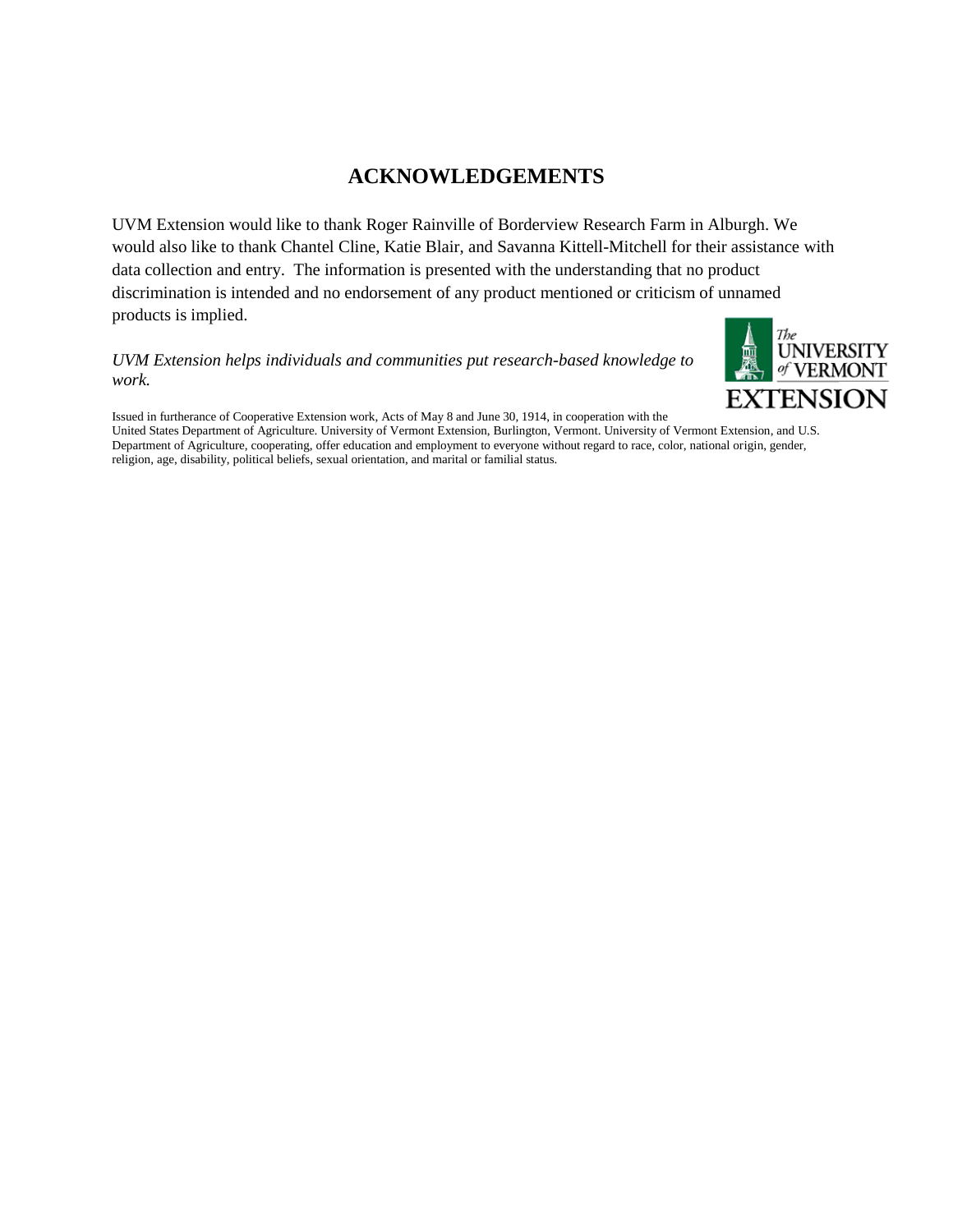# ACKNOWLEDGEMENTS

UVM Extension would like to thank Roger Rainville of Borderview Research Farm in Alburgh. We would also like to thank Chantel Cline, Katie Blair, and Savanna Kittell-Mitchell for their assistance with data collection and entry. The information is presented with the understanding that no product discrimination is intended and no endorsement of any product mentioned or criticism of unnamed products is implied.

*UVM Extension helps individuals and communities put research-based knowledge to work.*

Issued in furtherance of Cooperative Extension work, Acts of May 8 and June 30, 1914, in cooperation with the United States Department of Agriculture. University of Vermont Extension, Burlington, Vermont. University of Vermont Extension, and U.S. Department of Agriculture, cooperating, offer education and employment to everyone without regard to race, color, national origin, gender, religion, age, disability, political beliefs, sexual orientation, and marital or familial status.